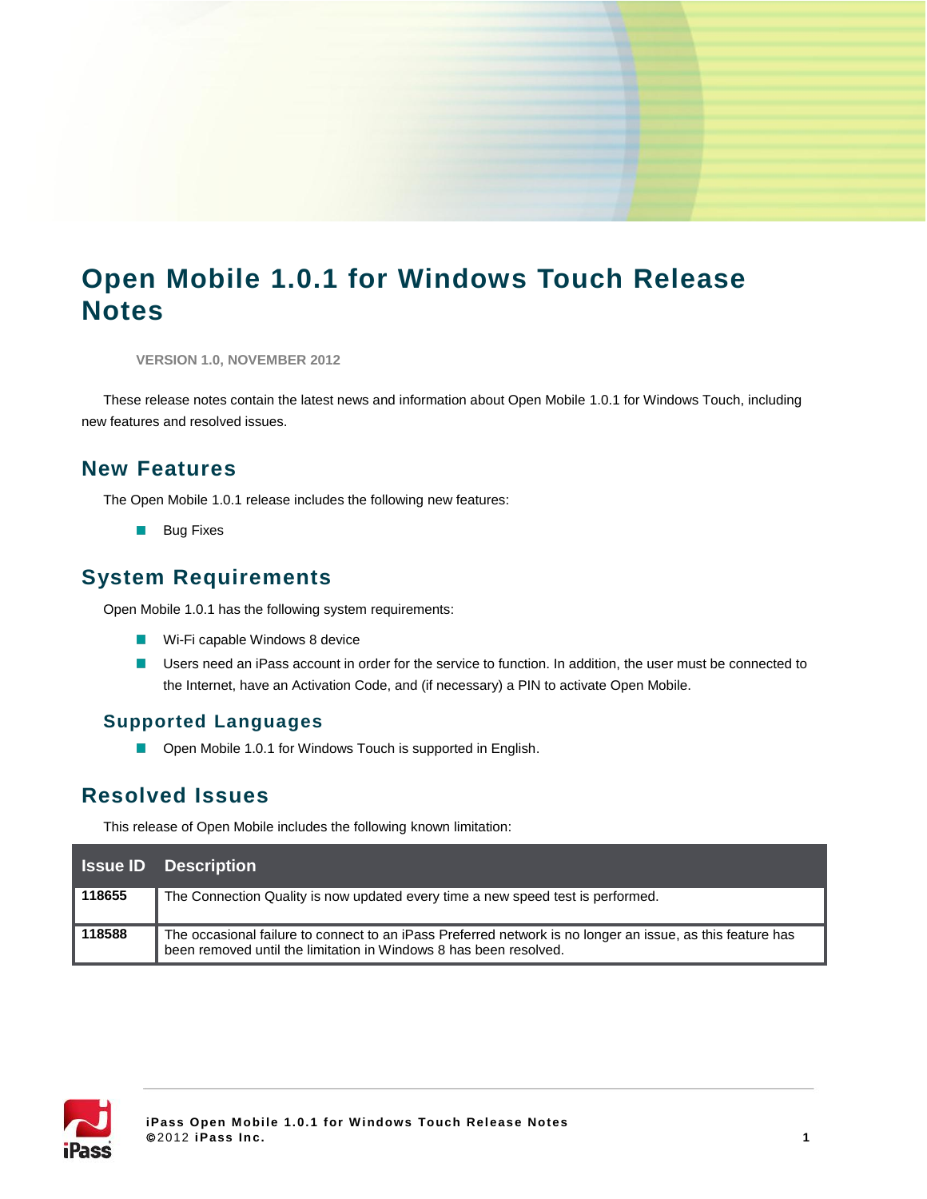# Open Mobile 1.0.1 for Windows Touch Release Notes

VERSION 1.0, NOVEMBER 2012

These release notes contain the latest news and information about Open Mobile 1.0.1 for Windows Touch, including new features and resolved issues.

## New Features

The Open Mobile 1.0.1 release includes the following new features:

- Bug Fixes

## System Requirements

Open Mobile 1.0.1 has the following system requirements:

- Wi-Fi capable Windows 8 device
- Users need an iPass account in order for the service to function. In addition, the user must be connected to the Internet, have an Activation Code, and (if necessary) a PIN to activate Open Mobile.

### Supported Languages

- Open Mobile 1.0.1 for Windows Touch is supported in English.

## Resolved Issues

This release of Open Mobile includes the following known limitation:

| Issue ID | Description |
| --- | --- |
| **118655** | The Connection Quality is now updated every time a new speed test is performed. |
| **118588** | The occasional failure to connect to an iPass Preferred network is no longer an issue, as this feature has been removed until the limitation in Windows 8 has been resolved. |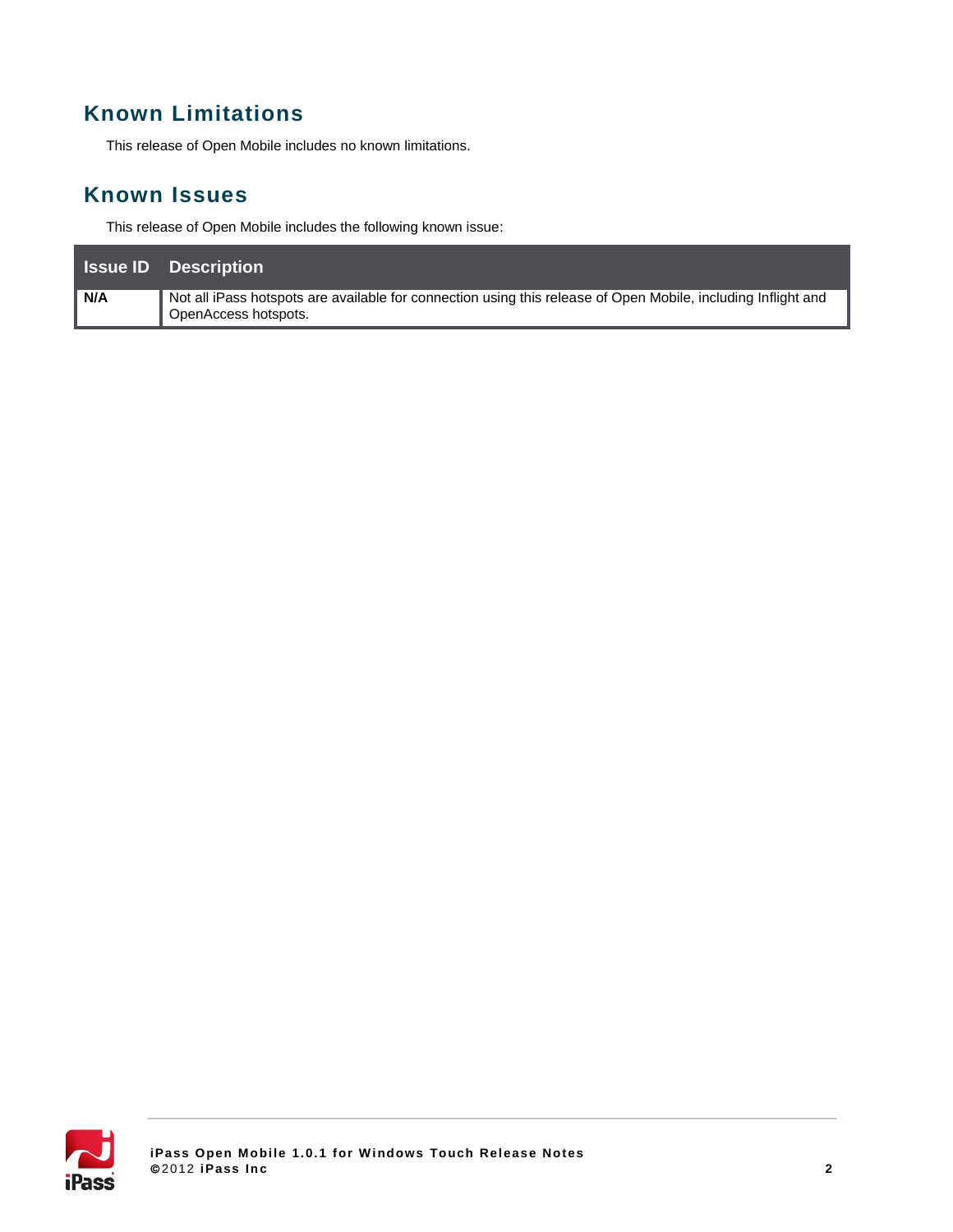## Known Limitations

This release of Open Mobile includes no known limitations.

## Known Issues

This release of Open Mobile includes the following known issue:

| Issue ID | Description |
| --- | --- |
| **N/A** | Not all iPass hotspots are available for connection using this release of Open Mobile, including Inflight and OpenAccess hotspots. |